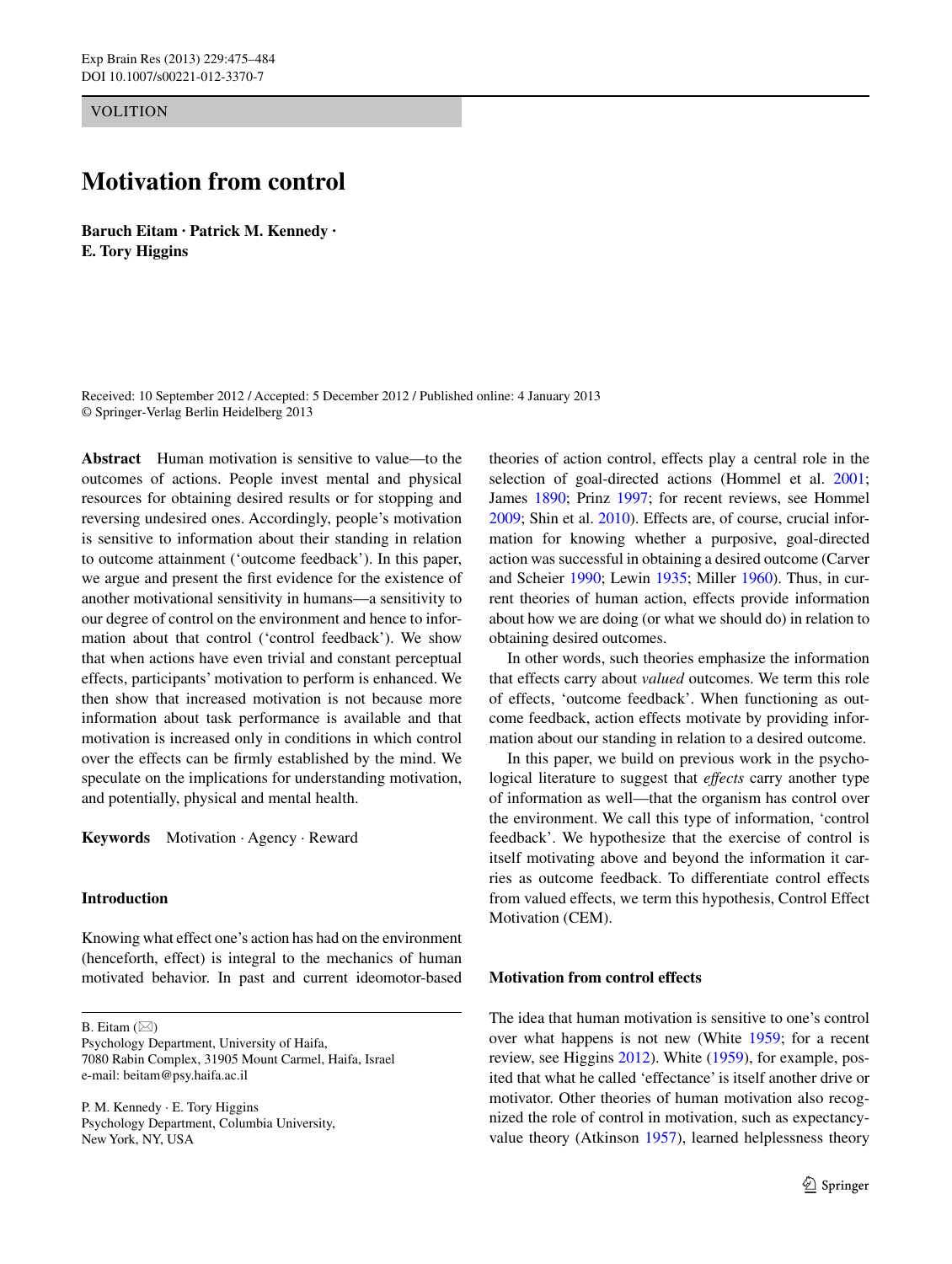VOLITION

# Motivation from control

**Baruch Eitam · Patrick M. Kennedy · E. Tory Higgins**

Received: 10 September 2012 / Accepted: 5 December 2012 / Published online: 4 January 2013
© Springer-Verlag Berlin Heidelberg 2013

**Abstract** Human motivation is sensitive to value—to the outcomes of actions. People invest mental and physical resources for obtaining desired results or for stopping and reversing undesired ones. Accordingly, people's motivation is sensitive to information about their standing in relation to outcome attainment ('outcome feedback'). In this paper, we argue and present the first evidence for the existence of another motivational sensitivity in humans—a sensitivity to our degree of control on the environment and hence to information about that control ('control feedback'). We show that when actions have even trivial and constant perceptual effects, participants' motivation to perform is enhanced. We then show that increased motivation is not because more information about task performance is available and that motivation is increased only in conditions in which control over the effects can be firmly established by the mind. We speculate on the implications for understanding motivation, and potentially, physical and mental health.

**Keywords** Motivation · Agency · Reward

## Introduction

Knowing what effect one's action has had on the environment (henceforth, effect) is integral to the mechanics of human motivated behavior. In past and current ideomotor-based theories of action control, effects play a central role in the selection of goal-directed actions (Hommel et al. 2001; James 1890; Prinz 1997; for recent reviews, see Hommel 2009; Shin et al. 2010). Effects are, of course, crucial information for knowing whether a purposive, goal-directed action was successful in obtaining a desired outcome (Carver and Scheier 1990; Lewin 1935; Miller 1960). Thus, in current theories of human action, effects provide information about how we are doing (or what we should do) in relation to obtaining desired outcomes.

In other words, such theories emphasize the information that effects carry about *valued* outcomes. We term this role of effects, 'outcome feedback'. When functioning as outcome feedback, action effects motivate by providing information about our standing in relation to a desired outcome.

In this paper, we build on previous work in the psychological literature to suggest that *effects* carry another type of information as well—that the organism has control over the environment. We call this type of information, 'control feedback'. We hypothesize that the exercise of control is itself motivating above and beyond the information it carries as outcome feedback. To differentiate control effects from valued effects, we term this hypothesis, Control Effect Motivation (CEM).

### Motivation from control effects

The idea that human motivation is sensitive to one's control over what happens is not new (White 1959; for a recent review, see Higgins 2012). White (1959), for example, posited that what he called 'effectance' is itself another drive or motivator. Other theories of human motivation also recognized the role of control in motivation, such as expectancy-value theory (Atkinson 1957), learned helplessness theory

B. Eitam (✉)
Psychology Department, University of Haifa,
7080 Rabin Complex, 31905 Mount Carmel, Haifa, Israel
e-mail: beitam@psy.haifa.ac.il

P. M. Kennedy · E. Tory Higgins
Psychology Department, Columbia University,
New York, NY, USA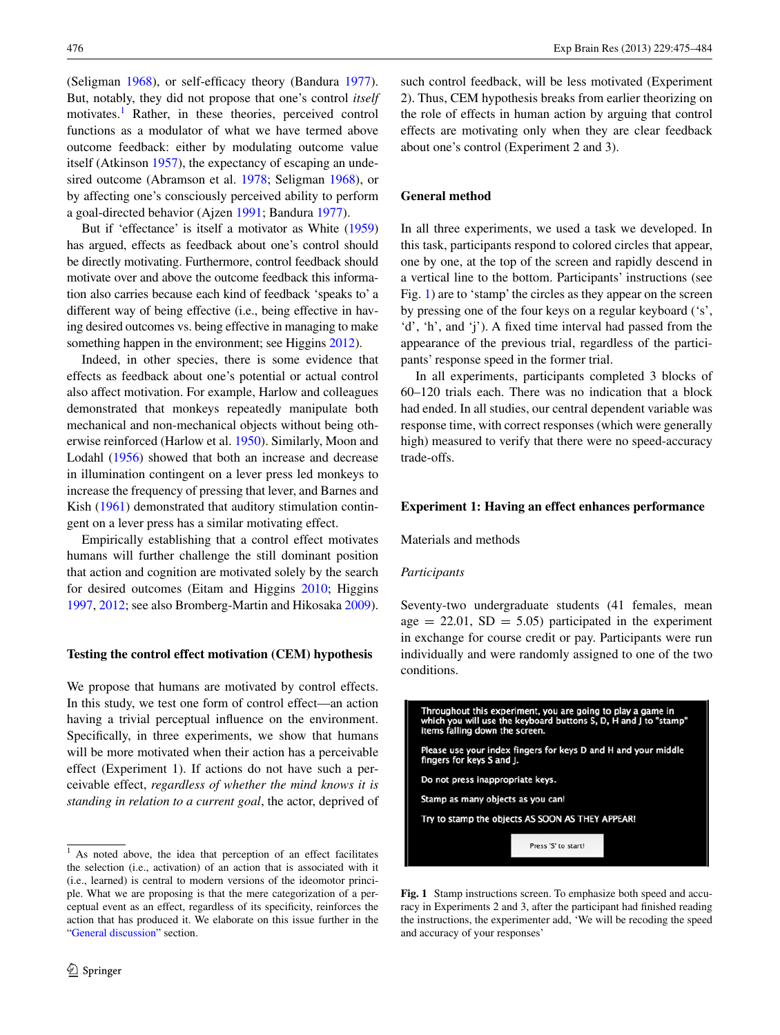(Seligman 1968), or self-efficacy theory (Bandura 1977). But, notably, they did not propose that one's control *itself* motivates.[1] Rather, in these theories, perceived control functions as a modulator of what we have termed above outcome feedback: either by modulating outcome value itself (Atkinson 1957), the expectancy of escaping an undesired outcome (Abramson et al. 1978; Seligman 1968), or by affecting one's consciously perceived ability to perform a goal-directed behavior (Ajzen 1991; Bandura 1977).

But if 'effectance' is itself a motivator as White (1959) has argued, effects as feedback about one's control should be directly motivating. Furthermore, control feedback should motivate over and above the outcome feedback this information also carries because each kind of feedback 'speaks to' a different way of being effective (i.e., being effective in having desired outcomes vs. being effective in managing to make something happen in the environment; see Higgins 2012).

Indeed, in other species, there is some evidence that effects as feedback about one's potential or actual control also affect motivation. For example, Harlow and colleagues demonstrated that monkeys repeatedly manipulate both mechanical and non-mechanical objects without being otherwise reinforced (Harlow et al. 1950). Similarly, Moon and Lodahl (1956) showed that both an increase and decrease in illumination contingent on a lever press led monkeys to increase the frequency of pressing that lever, and Barnes and Kish (1961) demonstrated that auditory stimulation contingent on a lever press has a similar motivating effect.

Empirically establishing that a control effect motivates humans will further challenge the still dominant position that action and cognition are motivated solely by the search for desired outcomes (Eitam and Higgins 2010; Higgins 1997, 2012; see also Bromberg-Martin and Hikosaka 2009).

## Testing the control effect motivation (CEM) hypothesis

We propose that humans are motivated by control effects. In this study, we test one form of control effect—an action having a trivial perceptual influence on the environment. Specifically, in three experiments, we show that humans will be more motivated when their action has a perceivable effect (Experiment 1). If actions do not have such a perceivable effect, *regardless of whether the mind knows it is standing in relation to a current goal*, the actor, deprived of such control feedback, will be less motivated (Experiment 2). Thus, CEM hypothesis breaks from earlier theorizing on the role of effects in human action by arguing that control effects are motivating only when they are clear feedback about one's control (Experiment 2 and 3).

## General method

In all three experiments, we used a task we developed. In this task, participants respond to colored circles that appear, one by one, at the top of the screen and rapidly descend in a vertical line to the bottom. Participants' instructions (see Fig. 1) are to 'stamp' the circles as they appear on the screen by pressing one of the four keys on a regular keyboard ('s', 'd', 'h', and 'j'). A fixed time interval had passed from the appearance of the previous trial, regardless of the participants' response speed in the former trial.

In all experiments, participants completed 3 blocks of 60–120 trials each. There was no indication that a block had ended. In all studies, our central dependent variable was response time, with correct responses (which were generally high) measured to verify that there were no speed-accuracy trade-offs.

## Experiment 1: Having an effect enhances performance

### Materials and methods

#### *Participants*

Seventy-two undergraduate students (41 females, mean age = 22.01, SD = 5.05) participated in the experiment in exchange for course credit or pay. Participants were run individually and were randomly assigned to one of the two conditions.

Throughout this experiment, you are going to play a game in which you will use the keyboard buttons S, D, H and J to "stamp" items falling down the screen.

Please use your index fingers for keys D and H and your middle fingers for keys S and J.

Do not press inappropriate keys.

Stamp as many objects as you can!

Try to stamp the objects AS SOON AS THEY APPEAR!

Press 'S' to start!

**Fig. 1** Stamp instructions screen. To emphasize both speed and accuracy in Experiments 2 and 3, after the participant had finished reading the instructions, the experimenter add, 'We will be recoding the speed and accuracy of your responses'

[1] As noted above, the idea that perception of an effect facilitates the selection (i.e., activation) of an action that is associated with it (i.e., learned) is central to modern versions of the ideomotor principle. What we are proposing is that the mere categorization of a perceptual event as an effect, regardless of its specificity, reinforces the action that has produced it. We elaborate on this issue further in the "General discussion" section.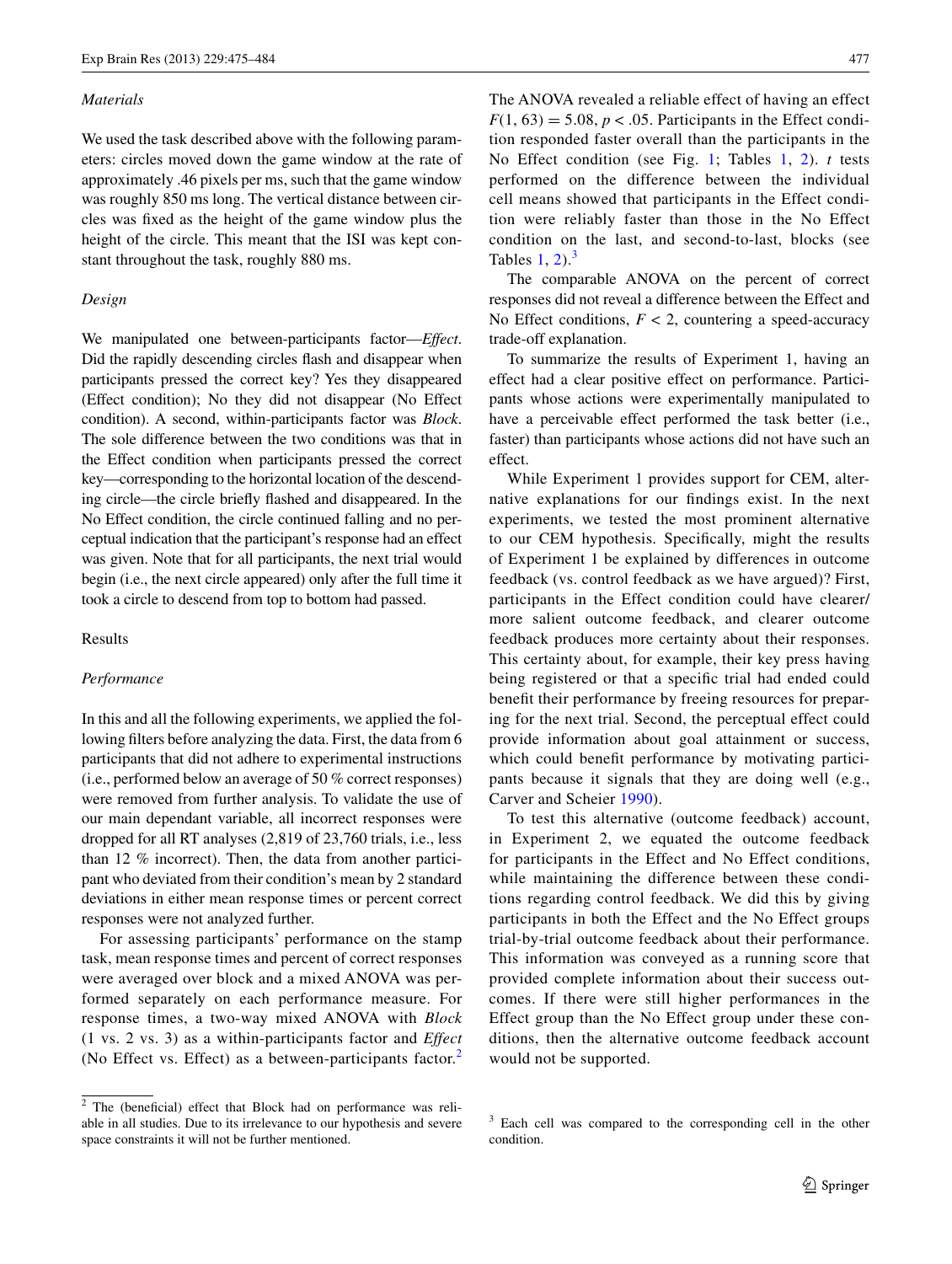*Materials*

We used the task described above with the following parameters: circles moved down the game window at the rate of approximately .46 pixels per ms, such that the game window was roughly 850 ms long. The vertical distance between circles was fixed as the height of the game window plus the height of the circle. This meant that the ISI was kept constant throughout the task, roughly 880 ms.

*Design*

We manipulated one between-participants factor—*Effect*. Did the rapidly descending circles flash and disappear when participants pressed the correct key? Yes they disappeared (Effect condition); No they did not disappear (No Effect condition). A second, within-participants factor was *Block*. The sole difference between the two conditions was that in the Effect condition when participants pressed the correct key—corresponding to the horizontal location of the descending circle—the circle briefly flashed and disappeared. In the No Effect condition, the circle continued falling and no perceptual indication that the participant's response had an effect was given. Note that for all participants, the next trial would begin (i.e., the next circle appeared) only after the full time it took a circle to descend from top to bottom had passed.

## Results

*Performance*

In this and all the following experiments, we applied the following filters before analyzing the data. First, the data from 6 participants that did not adhere to experimental instructions (i.e., performed below an average of 50 % correct responses) were removed from further analysis. To validate the use of our main dependant variable, all incorrect responses were dropped for all RT analyses (2,819 of 23,760 trials, i.e., less than 12 % incorrect). Then, the data from another participant who deviated from their condition's mean by 2 standard deviations in either mean response times or percent correct responses were not analyzed further.

For assessing participants' performance on the stamp task, mean response times and percent of correct responses were averaged over block and a mixed ANOVA was performed separately on each performance measure. For response times, a two-way mixed ANOVA with *Block* (1 vs. 2 vs. 3) as a within-participants factor and *Effect* (No Effect vs. Effect) as a between-participants factor.[2] The ANOVA revealed a reliable effect of having an effect $F(1, 63) = 5.08$, $p < .05$. Participants in the Effect condition responded faster overall than the participants in the No Effect condition (see Fig. 1; Tables 1, 2). *t* tests performed on the difference between the individual cell means showed that participants in the Effect condition were reliably faster than those in the No Effect condition on the last, and second-to-last, blocks (see Tables 1, 2).[3]

The comparable ANOVA on the percent of correct responses did not reveal a difference between the Effect and No Effect conditions, $F < 2$, countering a speed-accuracy trade-off explanation.

To summarize the results of Experiment 1, having an effect had a clear positive effect on performance. Participants whose actions were experimentally manipulated to have a perceivable effect performed the task better (i.e., faster) than participants whose actions did not have such an effect.

While Experiment 1 provides support for CEM, alternative explanations for our findings exist. In the next experiments, we tested the most prominent alternative to our CEM hypothesis. Specifically, might the results of Experiment 1 be explained by differences in outcome feedback (vs. control feedback as we have argued)? First, participants in the Effect condition could have clearer/more salient outcome feedback, and clearer outcome feedback produces more certainty about their responses. This certainty about, for example, their key press having being registered or that a specific trial had ended could benefit their performance by freeing resources for preparing for the next trial. Second, the perceptual effect could provide information about goal attainment or success, which could benefit performance by motivating participants because it signals that they are doing well (e.g., Carver and Scheier 1990).

To test this alternative (outcome feedback) account, in Experiment 2, we equated the outcome feedback for participants in the Effect and No Effect conditions, while maintaining the difference between these conditions regarding control feedback. We did this by giving participants in both the Effect and the No Effect groups trial-by-trial outcome feedback about their performance. This information was conveyed as a running score that provided complete information about their success outcomes. If there were still higher performances in the Effect group than the No Effect group under these conditions, then the alternative outcome feedback account would not be supported.

---

[2] The (beneficial) effect that Block had on performance was reliable in all studies. Due to its irrelevance to our hypothesis and severe space constraints it will not be further mentioned.

[3] Each cell was compared to the corresponding cell in the other condition.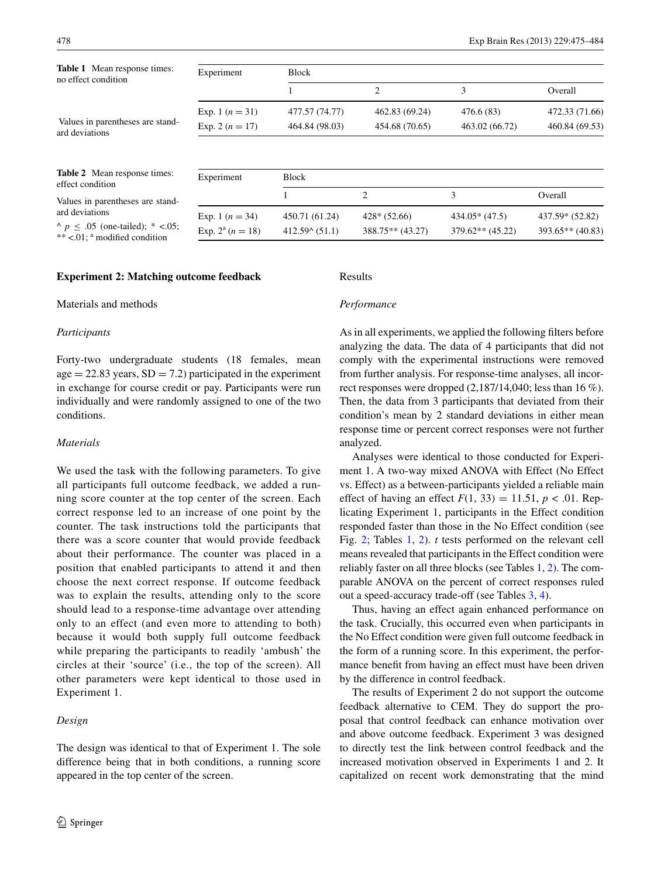**Table 1** Mean response times: no effect condition

Values in parentheses are standard deviations

| Experiment | Block | | | |
|---|---|---|---|---|
| | 1 | 2 | 3 | Overall |
| Exp. 1 ($n = 31$) | 477.57 (74.77) | 462.83 (69.24) | 476.6 (83) | 472.33 (71.66) |
| Exp. 2 ($n = 17$) | 464.84 (98.03) | 454.68 (70.65) | 463.02 (66.72) | 460.84 (69.53) |

**Table 2** Mean response times: effect condition

Values in parentheses are standard deviations

^ $p \leq .05$ (one-tailed); * <.05; ** <.01; [a] modified condition

| Experiment | Block | | | |
|---|---|---|---|---|
| | 1 | 2 | 3 | Overall |
| Exp. 1 ($n = 34$) | 450.71 (61.24) | 428* (52.66) | 434.05* (47.5) | 437.59* (52.82) |
| Exp. 2[a] ($n = 18$) | 412.59^ (51.1) | 388.75** (43.27) | 379.62** (45.22) | 393.65** (40.83) |

### Experiment 2: Matching outcome feedback

#### Materials and methods

*Participants*

Forty-two undergraduate students (18 females, mean age = 22.83 years, SD = 7.2) participated in the experiment in exchange for course credit or pay. Participants were run individually and were randomly assigned to one of the two conditions.

*Materials*

We used the task with the following parameters. To give all participants full outcome feedback, we added a running score counter at the top center of the screen. Each correct response led to an increase of one point by the counter. The task instructions told the participants that there was a score counter that would provide feedback about their performance. The counter was placed in a position that enabled participants to attend it and then choose the next correct response. If outcome feedback was to explain the results, attending only to the score should lead to a response-time advantage over attending only to an effect (and even more to attending to both) because it would both supply full outcome feedback while preparing the participants to readily 'ambush' the circles at their 'source' (i.e., the top of the screen). All other parameters were kept identical to those used in Experiment 1.

*Design*

The design was identical to that of Experiment 1. The sole difference being that in both conditions, a running score appeared in the top center of the screen.

#### Results

*Performance*

As in all experiments, we applied the following filters before analyzing the data. The data of 4 participants that did not comply with the experimental instructions were removed from further analysis. For response-time analyses, all incorrect responses were dropped (2,187/14,040; less than 16 %). Then, the data from 3 participants that deviated from their condition's mean by 2 standard deviations in either mean response time or percent correct responses were not further analyzed.

Analyses were identical to those conducted for Experiment 1. A two-way mixed ANOVA with Effect (No Effect vs. Effect) as a between-participants yielded a reliable main effect of having an effect $F(1, 33) = 11.51$, $p < .01$. Replicating Experiment 1, participants in the Effect condition responded faster than those in the No Effect condition (see Fig. 2; Tables 1, 2). *t* tests performed on the relevant cell means revealed that participants in the Effect condition were reliably faster on all three blocks (see Tables 1, 2). The comparable ANOVA on the percent of correct responses ruled out a speed-accuracy trade-off (see Tables 3, 4).

Thus, having an effect again enhanced performance on the task. Crucially, this occurred even when participants in the No Effect condition were given full outcome feedback in the form of a running score. In this experiment, the performance benefit from having an effect must have been driven by the difference in control feedback.

The results of Experiment 2 do not support the outcome feedback alternative to CEM. They do support the proposal that control feedback can enhance motivation over and above outcome feedback. Experiment 3 was designed to directly test the link between control feedback and the increased motivation observed in Experiments 1 and 2. It capitalized on recent work demonstrating that the mind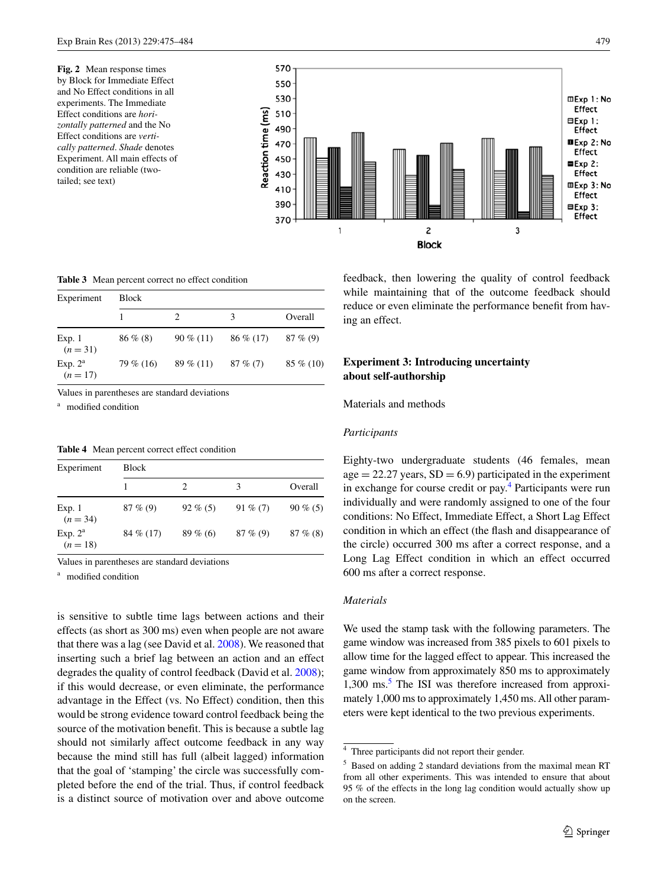**Fig. 2** Mean response times by Block for Immediate Effect and No Effect conditions in all experiments. The Immediate Effect conditions are *horizontally patterned* and the No Effect conditions are *vertically patterned*. *Shade* denotes Experiment. All main effects of condition are reliable (two-tailed; see text)

**Table 3** Mean percent correct no effect condition

| Experiment | Block | | | |
|---|---|---|---|---|
| | 1 | 2 | 3 | Overall |
| Exp. 1 ($n = 31$) | 86 % (8) | 90 % (11) | 86 % (17) | 87 % (9) |
| Exp. 2[a] ($n = 17$) | 79 % (16) | 89 % (11) | 87 % (7) | 85 % (10) |

Values in parentheses are standard deviations

[a] modified condition

**Table 4** Mean percent correct effect condition

| Experiment | Block | | | |
|---|---|---|---|---|
| | 1 | 2 | 3 | Overall |
| Exp. 1 ($n = 34$) | 87 % (9) | 92 % (5) | 91 % (7) | 90 % (5) |
| Exp. 2[a] ($n = 18$) | 84 % (17) | 89 % (6) | 87 % (9) | 87 % (8) |

Values in parentheses are standard deviations

[a] modified condition

is sensitive to subtle time lags between actions and their effects (as short as 300 ms) even when people are not aware that there was a lag (see David et al. 2008). We reasoned that inserting such a brief lag between an action and an effect degrades the quality of control feedback (David et al. 2008); if this would decrease, or even eliminate, the performance advantage in the Effect (vs. No Effect) condition, then this would be strong evidence toward control feedback being the source of the motivation benefit. This is because a subtle lag should not similarly affect outcome feedback in any way because the mind still has full (albeit lagged) information that the goal of 'stamping' the circle was successfully completed before the end of the trial. Thus, if control feedback is a distinct source of motivation over and above outcome feedback, then lowering the quality of control feedback while maintaining that of the outcome feedback should reduce or even eliminate the performance benefit from having an effect.

## Experiment 3: Introducing uncertainty about self-authorship

### Materials and methods

#### *Participants*

Eighty-two undergraduate students (46 females, mean age = 22.27 years, SD = 6.9) participated in the experiment in exchange for course credit or pay.[4] Participants were run individually and were randomly assigned to one of the four conditions: No Effect, Immediate Effect, a Short Lag Effect condition in which an effect (the flash and disappearance of the circle) occurred 300 ms after a correct response, and a Long Lag Effect condition in which an effect occurred 600 ms after a correct response.

#### *Materials*

We used the stamp task with the following parameters. The game window was increased from 385 pixels to 601 pixels to allow time for the lagged effect to appear. This increased the game window from approximately 850 ms to approximately 1,300 ms.[5] The ISI was therefore increased from approximately 1,000 ms to approximately 1,450 ms. All other parameters were kept identical to the two previous experiments.

[4] Three participants did not report their gender.

[5] Based on adding 2 standard deviations from the maximal mean RT from all other experiments. This was intended to ensure that about 95 % of the effects in the long lag condition would actually show up on the screen.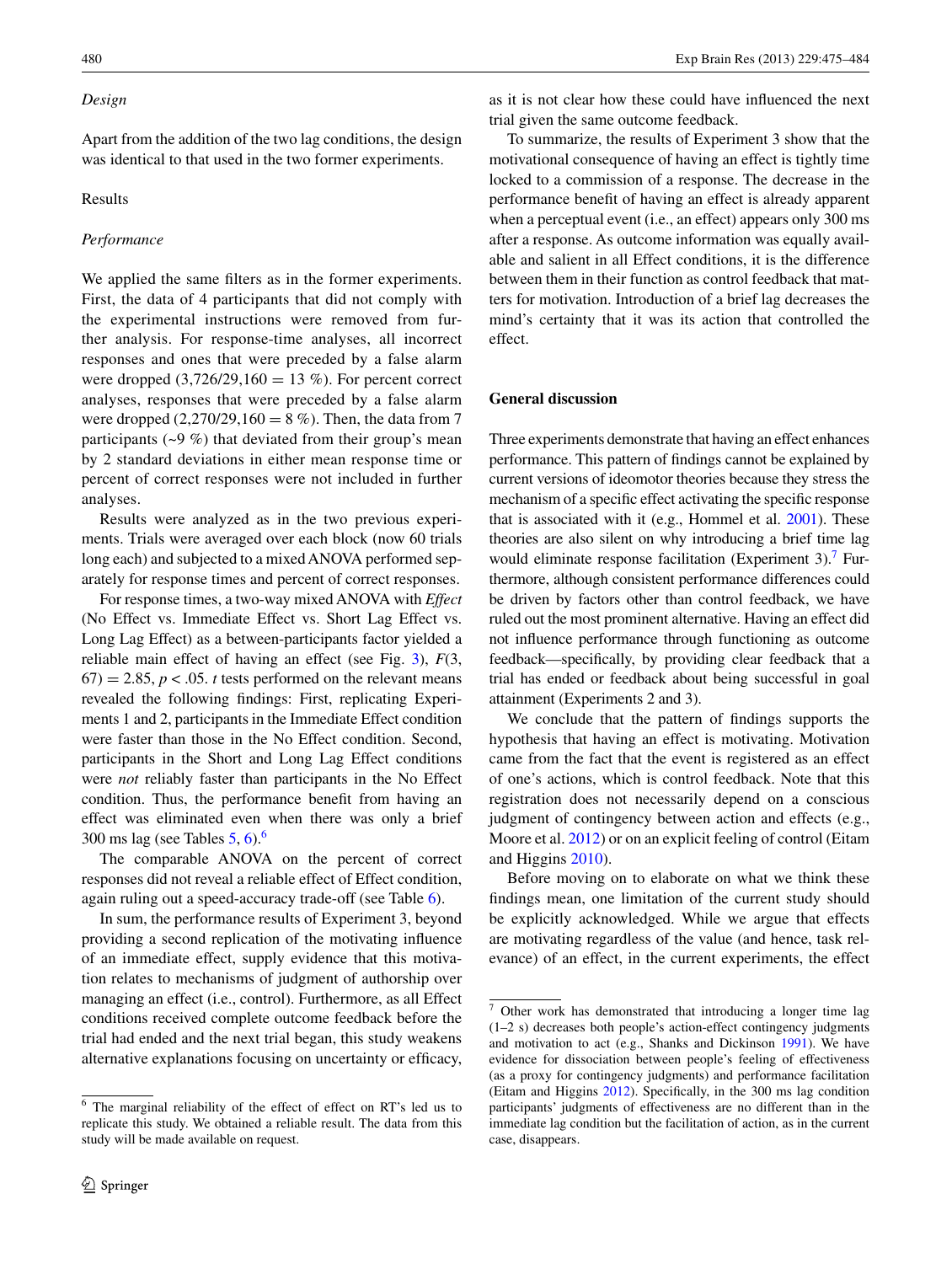*Design*

Apart from the addition of the two lag conditions, the design was identical to that used in the two former experiments.

Results

*Performance*

We applied the same filters as in the former experiments. First, the data of 4 participants that did not comply with the experimental instructions were removed from further analysis. For response-time analyses, all incorrect responses and ones that were preceded by a false alarm were dropped (3,726/29,160 = 13 %). For percent correct analyses, responses that were preceded by a false alarm were dropped (2,270/29,160 = 8 %). Then, the data from 7 participants (~9 %) that deviated from their group's mean by 2 standard deviations in either mean response time or percent of correct responses were not included in further analyses.

Results were analyzed as in the two previous experiments. Trials were averaged over each block (now 60 trials long each) and subjected to a mixed ANOVA performed separately for response times and percent of correct responses.

For response times, a two-way mixed ANOVA with *Effect* (No Effect vs. Immediate Effect vs. Short Lag Effect vs. Long Lag Effect) as a between-participants factor yielded a reliable main effect of having an effect (see Fig. 3), $F(3, 67) = 2.85$, $p < .05$. *t* tests performed on the relevant means revealed the following findings: First, replicating Experiments 1 and 2, participants in the Immediate Effect condition were faster than those in the No Effect condition. Second, participants in the Short and Long Lag Effect conditions were *not* reliably faster than participants in the No Effect condition. Thus, the performance benefit from having an effect was eliminated even when there was only a brief 300 ms lag (see Tables 5, 6).[6]

The comparable ANOVA on the percent of correct responses did not reveal a reliable effect of Effect condition, again ruling out a speed-accuracy trade-off (see Table 6).

In sum, the performance results of Experiment 3, beyond providing a second replication of the motivating influence of an immediate effect, supply evidence that this motivation relates to mechanisms of judgment of authorship over managing an effect (i.e., control). Furthermore, as all Effect conditions received complete outcome feedback before the trial had ended and the next trial began, this study weakens alternative explanations focusing on uncertainty or efficacy, as it is not clear how these could have influenced the next trial given the same outcome feedback.

To summarize, the results of Experiment 3 show that the motivational consequence of having an effect is tightly time locked to a commission of a response. The decrease in the performance benefit of having an effect is already apparent when a perceptual event (i.e., an effect) appears only 300 ms after a response. As outcome information was equally available and salient in all Effect conditions, it is the difference between them in their function as control feedback that matters for motivation. Introduction of a brief lag decreases the mind's certainty that it was its action that controlled the effect.

## General discussion

Three experiments demonstrate that having an effect enhances performance. This pattern of findings cannot be explained by current versions of ideomotor theories because they stress the mechanism of a specific effect activating the specific response that is associated with it (e.g., Hommel et al. 2001). These theories are also silent on why introducing a brief time lag would eliminate response facilitation (Experiment 3).[7] Furthermore, although consistent performance differences could be driven by factors other than control feedback, we have ruled out the most prominent alternative. Having an effect did not influence performance through functioning as outcome feedback—specifically, by providing clear feedback that a trial has ended or feedback about being successful in goal attainment (Experiments 2 and 3).

We conclude that the pattern of findings supports the hypothesis that having an effect is motivating. Motivation came from the fact that the event is registered as an effect of one's actions, which is control feedback. Note that this registration does not necessarily depend on a conscious judgment of contingency between action and effects (e.g., Moore et al. 2012) or on an explicit feeling of control (Eitam and Higgins 2010).

Before moving on to elaborate on what we think these findings mean, one limitation of the current study should be explicitly acknowledged. While we argue that effects are motivating regardless of the value (and hence, task relevance) of an effect, in the current experiments, the effect

[6] The marginal reliability of the effect of effect on RT's led us to replicate this study. We obtained a reliable result. The data from this study will be made available on request.

[7] Other work has demonstrated that introducing a longer time lag (1–2 s) decreases both people's action-effect contingency judgments and motivation to act (e.g., Shanks and Dickinson 1991). We have evidence for dissociation between people's feeling of effectiveness (as a proxy for contingency judgments) and performance facilitation (Eitam and Higgins 2012). Specifically, in the 300 ms lag condition participants' judgments of effectiveness are no different than in the immediate lag condition but the facilitation of action, as in the current case, disappears.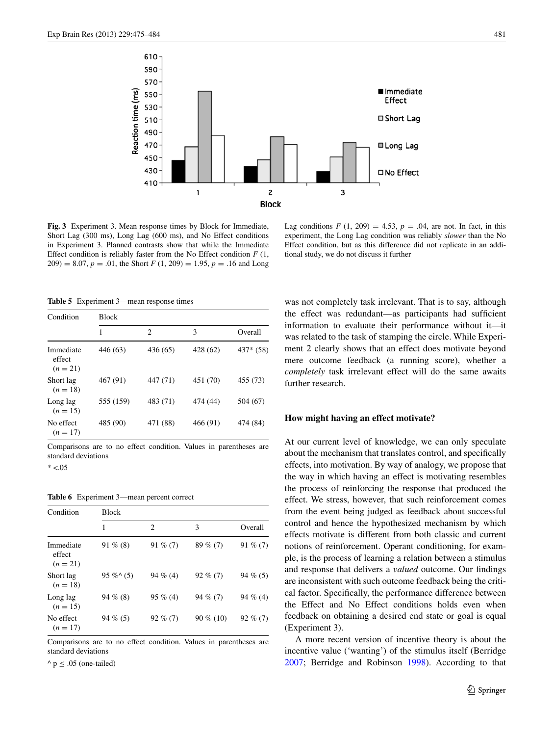**Fig. 3** Experiment 3. Mean response times by Block for Immediate, Short Lag (300 ms), Long Lag (600 ms), and No Effect conditions in Experiment 3. Planned contrasts show that while the Immediate Effect condition is reliably faster from the No Effect condition $F$ (1, 209) = 8.07, $p$ = .01, the Short $F$ (1, 209) = 1.95, $p$ = .16 and Long Lag conditions $F$ (1, 209) = 4.53, $p$ = .04, are not. In fact, in this experiment, the Long Lag condition was reliably *slower* than the No Effect condition, but as this difference did not replicate in an additional study, we do not discuss it further

**Table 5** Experiment 3—mean response times

| Condition | Block | | | |
|---|---|---|---|---|
| | 1 | 2 | 3 | Overall |
| Immediate effect ($n$ = 21) | 446 (63) | 436 (65) | 428 (62) | 437* (58) |
| Short lag ($n$ = 18) | 467 (91) | 447 (71) | 451 (70) | 455 (73) |
| Long lag ($n$ = 15) | 555 (159) | 483 (71) | 474 (44) | 504 (67) |
| No effect ($n$ = 17) | 485 (90) | 471 (88) | 466 (91) | 474 (84) |

Comparisons are to no effect condition. Values in parentheses are standard deviations

* <.05

**Table 6** Experiment 3—mean percent correct

| Condition | Block | | | |
|---|---|---|---|---|
| | 1 | 2 | 3 | Overall |
| Immediate effect ($n$ = 21) | 91 % (8) | 91 % (7) | 89 % (7) | 91 % (7) |
| Short lag ($n$ = 18) | 95 %^ (5) | 94 % (4) | 92 % (7) | 94 % (5) |
| Long lag ($n$ = 15) | 94 % (8) | 95 % (4) | 94 % (7) | 94 % (4) |
| No effect ($n$ = 17) | 94 % (5) | 92 % (7) | 90 % (10) | 92 % (7) |

Comparisons are to no effect condition. Values in parentheses are standard deviations

^ $p \leq .05$ (one-tailed)

was not completely task irrelevant. That is to say, although the effect was redundant—as participants had sufficient information to evaluate their performance without it—it was related to the task of stamping the circle. While Experiment 2 clearly shows that an effect does motivate beyond mere outcome feedback (a running score), whether a *completely* task irrelevant effect will do the same awaits further research.

## How might having an effect motivate?

At our current level of knowledge, we can only speculate about the mechanism that translates control, and specifically effects, into motivation. By way of analogy, we propose that the way in which having an effect is motivating resembles the process of reinforcing the response that produced the effect. We stress, however, that such reinforcement comes from the event being judged as feedback about successful control and hence the hypothesized mechanism by which effects motivate is different from both classic and current notions of reinforcement. Operant conditioning, for example, is the process of learning a relation between a stimulus and response that delivers a *valued* outcome. Our findings are inconsistent with such outcome feedback being the critical factor. Specifically, the performance difference between the Effect and No Effect conditions holds even when feedback on obtaining a desired end state or goal is equal (Experiment 3).

A more recent version of incentive theory is about the incentive value ('wanting') of the stimulus itself (Berridge 2007; Berridge and Robinson 1998). According to that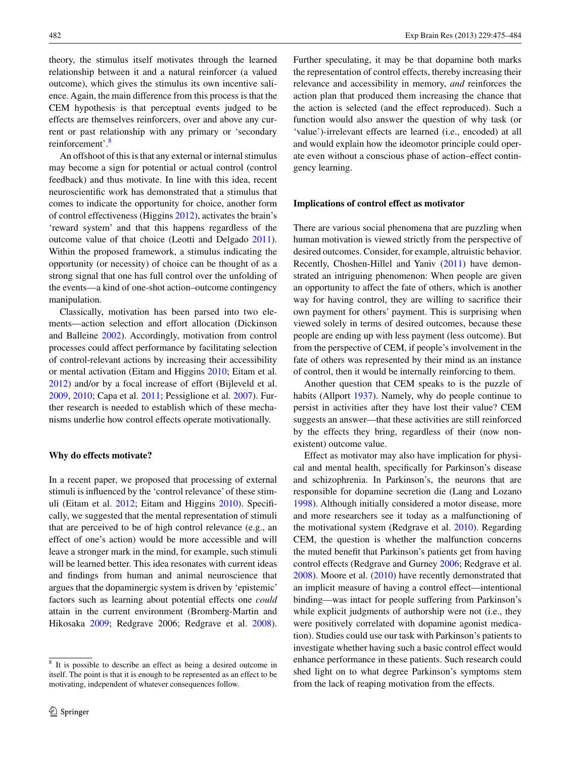theory, the stimulus itself motivates through the learned relationship between it and a natural reinforcer (a valued outcome), which gives the stimulus its own incentive salience. Again, the main difference from this process is that the CEM hypothesis is that perceptual events judged to be effects are themselves reinforcers, over and above any current or past relationship with any primary or 'secondary reinforcement'.[8]

An offshoot of this is that any external or internal stimulus may become a sign for potential or actual control (control feedback) and thus motivate. In line with this idea, recent neuroscientific work has demonstrated that a stimulus that comes to indicate the opportunity for choice, another form of control effectiveness (Higgins 2012), activates the brain's 'reward system' and that this happens regardless of the outcome value of that choice (Leotti and Delgado 2011). Within the proposed framework, a stimulus indicating the opportunity (or necessity) of choice can be thought of as a strong signal that one has full control over the unfolding of the events—a kind of one-shot action–outcome contingency manipulation.

Classically, motivation has been parsed into two elements—action selection and effort allocation (Dickinson and Balleine 2002). Accordingly, motivation from control processes could affect performance by facilitating selection of control-relevant actions by increasing their accessibility or mental activation (Eitam and Higgins 2010; Eitam et al. 2012) and/or by a focal increase of effort (Bijleveld et al. 2009, 2010; Capa et al. 2011; Pessiglione et al. 2007). Further research is needed to establish which of these mechanisms underlie how control effects operate motivationally.

## Why do effects motivate?

In a recent paper, we proposed that processing of external stimuli is influenced by the 'control relevance' of these stimuli (Eitam et al. 2012; Eitam and Higgins 2010). Specifically, we suggested that the mental representation of stimuli that are perceived to be of high control relevance (e.g., an effect of one's action) would be more accessible and will leave a stronger mark in the mind, for example, such stimuli will be learned better. This idea resonates with current ideas and findings from human and animal neuroscience that argues that the dopaminergic system is driven by 'epistemic' factors such as learning about potential effects one *could* attain in the current environment (Bromberg-Martin and Hikosaka 2009; Redgrave 2006; Redgrave et al. 2008). Further speculating, it may be that dopamine both marks the representation of control effects, thereby increasing their relevance and accessibility in memory, *and* reinforces the action plan that produced them increasing the chance that the action is selected (and the effect reproduced). Such a function would also answer the question of why task (or 'value')-irrelevant effects are learned (i.e., encoded) at all and would explain how the ideomotor principle could operate even without a conscious phase of action–effect contingency learning.

## Implications of control effect as motivator

There are various social phenomena that are puzzling when human motivation is viewed strictly from the perspective of desired outcomes. Consider, for example, altruistic behavior. Recently, Choshen-Hillel and Yaniv (2011) have demonstrated an intriguing phenomenon: When people are given an opportunity to affect the fate of others, which is another way for having control, they are willing to sacrifice their own payment for others' payment. This is surprising when viewed solely in terms of desired outcomes, because these people are ending up with less payment (less outcome). But from the perspective of CEM, if people's involvement in the fate of others was represented by their mind as an instance of control, then it would be internally reinforcing to them.

Another question that CEM speaks to is the puzzle of habits (Allport 1937). Namely, why do people continue to persist in activities after they have lost their value? CEM suggests an answer—that these activities are still reinforced by the effects they bring, regardless of their (now non-existent) outcome value.

Effect as motivator may also have implication for physical and mental health, specifically for Parkinson's disease and schizophrenia. In Parkinson's, the neurons that are responsible for dopamine secretion die (Lang and Lozano 1998). Although initially considered a motor disease, more and more researchers see it today as a malfunctioning of the motivational system (Redgrave et al. 2010). Regarding CEM, the question is whether the malfunction concerns the muted benefit that Parkinson's patients get from having control effects (Redgrave and Gurney 2006; Redgrave et al. 2008). Moore et al. (2010) have recently demonstrated that an implicit measure of having a control effect—intentional binding—was intact for people suffering from Parkinson's while explicit judgments of authorship were not (i.e., they were positively correlated with dopamine agonist medication). Studies could use our task with Parkinson's patients to investigate whether having such a basic control effect would enhance performance in these patients. Such research could shed light on to what degree Parkinson's symptoms stem from the lack of reaping motivation from the effects.

---

[8] It is possible to describe an effect as being a desired outcome in itself. The point is that it is enough to be represented as an effect to be motivating, independent of whatever consequences follow.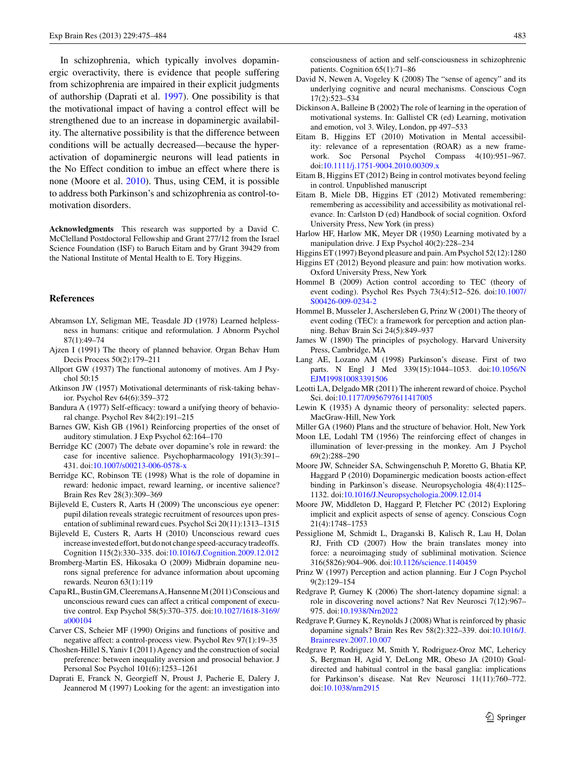In schizophrenia, which typically involves dopaminergic overactivity, there is evidence that people suffering from schizophrenia are impaired in their explicit judgments of authorship (Daprati et al. 1997). One possibility is that the motivational impact of having a control effect will be strengthened due to an increase in dopaminergic availability. The alternative possibility is that the difference between conditions will be actually decreased—because the hyperactivation of dopaminergic neurons will lead patients in the No Effect condition to imbue an effect where there is none (Moore et al. 2010). Thus, using CEM, it is possible to address both Parkinson's and schizophrenia as control-to-motivation disorders.

**Acknowledgments** This research was supported by a David C. McClelland Postdoctoral Fellowship and Grant 277/12 from the Israel Science Foundation (ISF) to Baruch Eitam and by Grant 39429 from the National Institute of Mental Health to E. Tory Higgins.

## References

- Abramson LY, Seligman ME, Teasdale JD (1978) Learned helplessness in humans: critique and reformulation. J Abnorm Psychol 87(1):49–74
- Ajzen I (1991) The theory of planned behavior. Organ Behav Hum Decis Process 50(2):179–211
- Allport GW (1937) The functional autonomy of motives. Am J Psychol 50:15
- Atkinson JW (1957) Motivational determinants of risk-taking behavior. Psychol Rev 64(6):359–372
- Bandura A (1977) Self-efficacy: toward a unifying theory of behavioral change. Psychol Rev 84(2):191–215
- Barnes GW, Kish GB (1961) Reinforcing properties of the onset of auditory stimulation. J Exp Psychol 62:164–170
- Berridge KC (2007) The debate over dopamine's role in reward: the case for incentive salience. Psychopharmacology 191(3):391–431. doi:10.1007/s00213-006-0578-x
- Berridge KC, Robinson TE (1998) What is the role of dopamine in reward: hedonic impact, reward learning, or incentive salience? Brain Res Rev 28(3):309–369
- Bijleveld E, Custers R, Aarts H (2009) The unconscious eye opener: pupil dilation reveals strategic recruitment of resources upon presentation of subliminal reward cues. Psychol Sci 20(11):1313–1315
- Bijleveld E, Custers R, Aarts H (2010) Unconscious reward cues increase invested effort, but do not change speed-accuracy tradeoffs. Cognition 115(2):330–335. doi:10.1016/J.Cognition.2009.12.012
- Bromberg-Martin ES, Hikosaka O (2009) Midbrain dopamine neurons signal preference for advance information about upcoming rewards. Neuron 63(1):119
- Capa RL, Bustin GM, Cleeremans A, Hansenne M (2011) Conscious and unconscious reward cues can affect a critical component of executive control. Exp Psychol 58(5):370–375. doi:10.1027/1618-3169/a000104
- Carver CS, Scheier MF (1990) Origins and functions of positive and negative affect: a control-process view. Psychol Rev 97(1):19–35
- Choshen-Hillel S, Yaniv I (2011) Agency and the construction of social preference: between inequality aversion and prosocial behavior. J Personal Soc Psychol 101(6):1253–1261
- Daprati E, Franck N, Georgieff N, Proust J, Pacherie E, Dalery J, Jeannerod M (1997) Looking for the agent: an investigation into consciousness of action and self-consciousness in schizophrenic patients. Cognition 65(1):71–86
- David N, Newen A, Vogeley K (2008) The "sense of agency" and its underlying cognitive and neural mechanisms. Conscious Cogn 17(2):523–534
- Dickinson A, Balleine B (2002) The role of learning in the operation of motivational systems. In: Gallistel CR (ed) Learning, motivation and emotion, vol 3. Wiley, London, pp 497–533
- Eitam B, Higgins ET (2010) Motivation in Mental accessibility: relevance of a representation (ROAR) as a new framework. Soc Personal Psychol Compass 4(10):951–967. doi:10.1111/j.1751-9004.2010.00309.x
- Eitam B, Higgins ET (2012) Being in control motivates beyond feeling in control. Unpublished manuscript
- Eitam B, Miele DB, Higgins ET (2012) Motivated remembering: remembering as accessibility and accessibility as motivational relevance. In: Carlston D (ed) Handbook of social cognition. Oxford University Press, New York (in press)
- Harlow HF, Harlow MK, Meyer DR (1950) Learning motivated by a manipulation drive. J Exp Psychol 40(2):228–234
- Higgins ET (1997) Beyond pleasure and pain. Am Psychol 52(12):1280
- Higgins ET (2012) Beyond pleasure and pain: how motivation works. Oxford University Press, New York
- Hommel B (2009) Action control according to TEC (theory of event coding). Psychol Res Psych 73(4):512–526. doi:10.1007/S00426-009-0234-2
- Hommel B, Musseler J, Aschersleben G, Prinz W (2001) The theory of event coding (TEC): a framework for perception and action planning. Behav Brain Sci 24(5):849–937
- James W (1890) The principles of psychology. Harvard University Press, Cambridge, MA
- Lang AE, Lozano AM (1998) Parkinson's disease. First of two parts. N Engl J Med 339(15):1044–1053. doi:10.1056/NEJM199810083391506
- Leotti LA, Delgado MR (2011) The inherent reward of choice. Psychol Sci. doi:10.1177/0956797611417005
- Lewin K (1935) A dynamic theory of personality: selected papers. MacGraw-Hill, New York
- Miller GA (1960) Plans and the structure of behavior. Holt, New York
- Moon LE, Lodahl TM (1956) The reinforcing effect of changes in illumination of lever-pressing in the monkey. Am J Psychol 69(2):288–290
- Moore JW, Schneider SA, Schwingenschuh P, Moretto G, Bhatia KP, Haggard P (2010) Dopaminergic medication boosts action-effect binding in Parkinson's disease. Neuropsychologia 48(4):1125–1132. doi:10.1016/J.Neuropsychologia.2009.12.014
- Moore JW, Middleton D, Haggard P, Fletcher PC (2012) Exploring implicit and explicit aspects of sense of agency. Conscious Cogn 21(4):1748–1753
- Pessiglione M, Schmidt L, Draganski B, Kalisch R, Lau H, Dolan RJ, Frith CD (2007) How the brain translates money into force: a neuroimaging study of subliminal motivation. Science 316(5826):904–906. doi:10.1126/science.1140459
- Prinz W (1997) Perception and action planning. Eur J Cogn Psychol 9(2):129–154
- Redgrave P, Gurney K (2006) The short-latency dopamine signal: a role in discovering novel actions? Nat Rev Neurosci 7(12):967–975. doi:10.1938/Nrn2022
- Redgrave P, Gurney K, Reynolds J (2008) What is reinforced by phasic dopamine signals? Brain Res Rev 58(2):322–339. doi:10.1016/J.Brainresrev.2007.10.007
- Redgrave P, Rodriguez M, Smith Y, Rodriguez-Oroz MC, Lehericy S, Bergman H, Agid Y, DeLong MR, Obeso JA (2010) Goal-directed and habitual control in the basal ganglia: implications for Parkinson's disease. Nat Rev Neurosci 11(11):760–772. doi:10.1038/nrn2915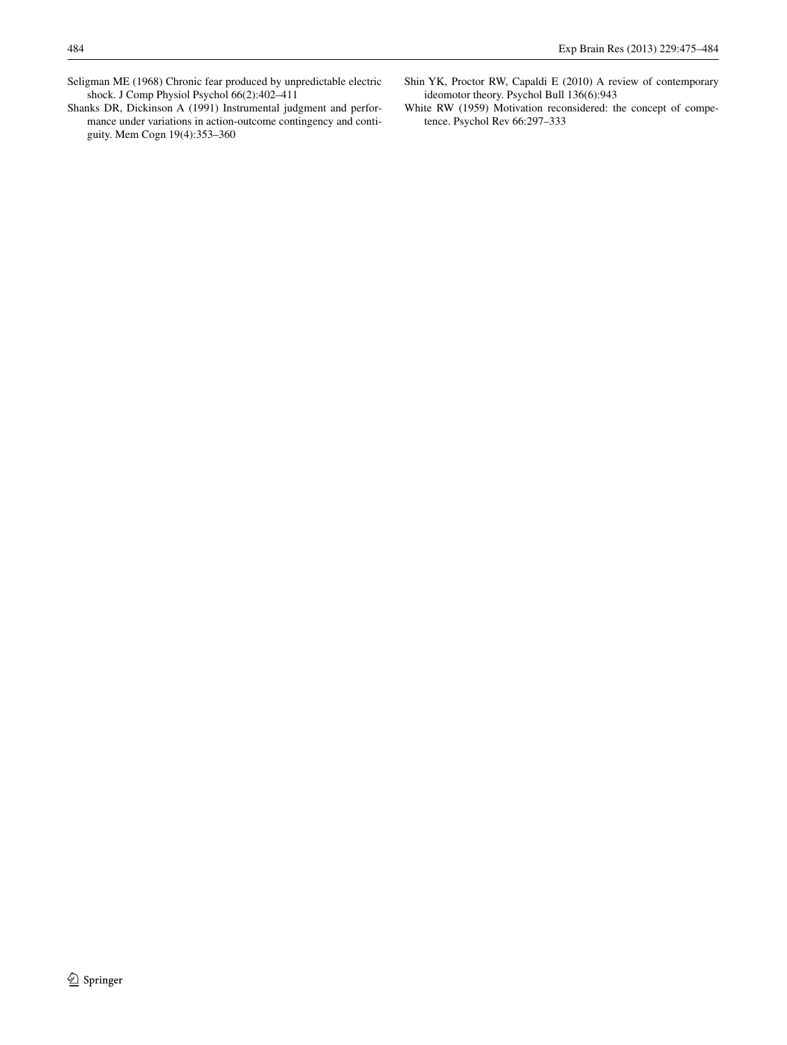Seligman ME (1968) Chronic fear produced by unpredictable electric shock. J Comp Physiol Psychol 66(2):402–411

Shanks DR, Dickinson A (1991) Instrumental judgment and performance under variations in action-outcome contingency and contiguity. Mem Cogn 19(4):353–360

Shin YK, Proctor RW, Capaldi E (2010) A review of contemporary ideomotor theory. Psychol Bull 136(6):943

White RW (1959) Motivation reconsidered: the concept of competence. Psychol Rev 66:297–333